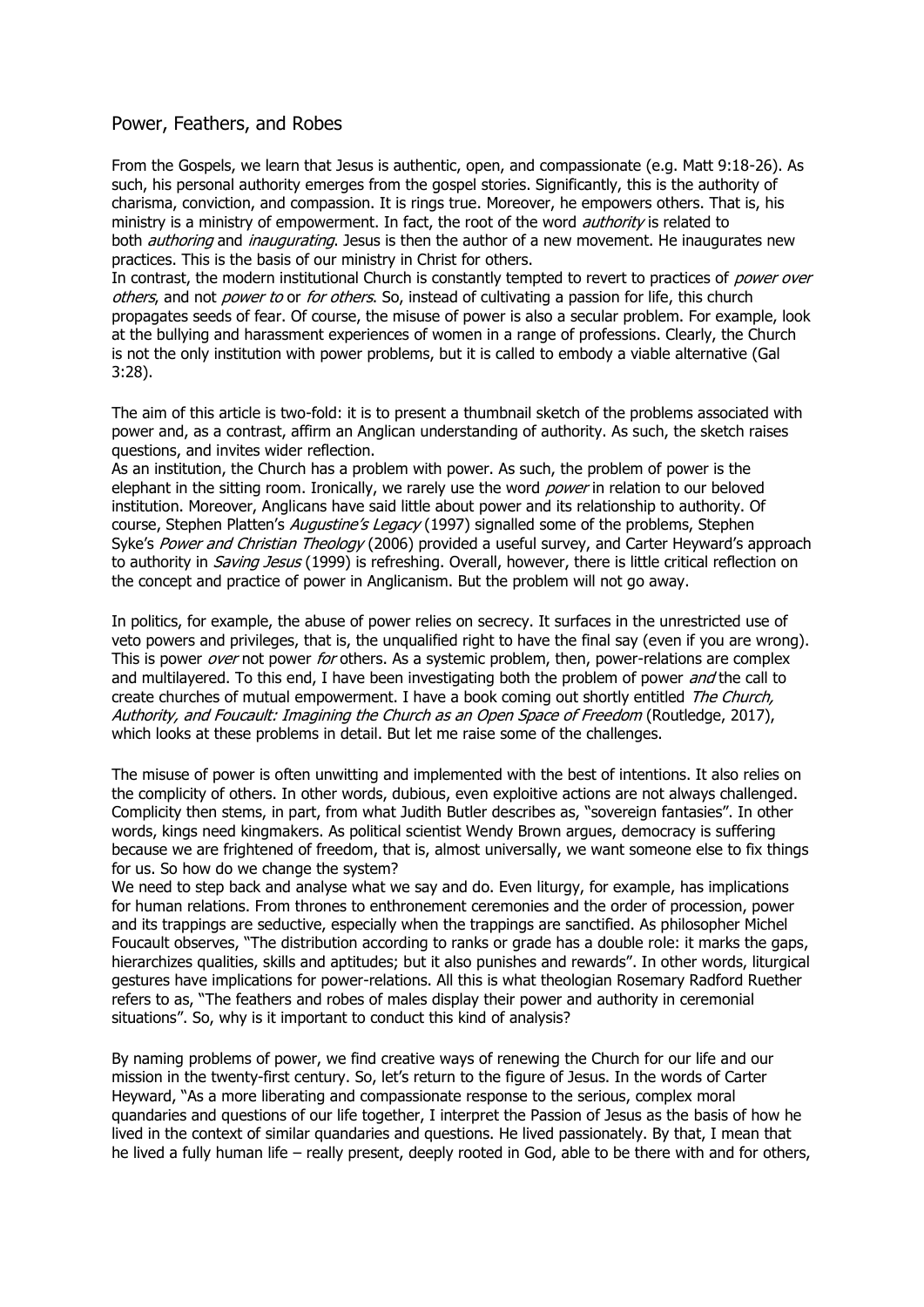## Power, Feathers, and Robes

From the Gospels, we learn that Jesus is authentic, open, and compassionate (e.g. Matt 9:18-26). As such, his personal authority emerges from the gospel stories. Significantly, this is the authority of charisma, conviction, and compassion. It is rings true. Moreover, he empowers others. That is, his ministry is a ministry of empowerment. In fact, the root of the word *authority* is related to both *authoring* and *inaugurating*. Jesus is then the author of a new movement. He inaugurates new practices. This is the basis of our ministry in Christ for others.

In contrast, the modern institutional Church is constantly tempted to revert to practices of *power over others*, and not *power to* or *for others*. So, instead of cultivating a passion for life, this church propagates seeds of fear. Of course, the misuse of power is also a secular problem. For example, look at the bullying and harassment experiences of women in a range of professions. Clearly, the Church is not the only institution with power problems, but it is called to embody a viable alternative (Gal 3:28).

The aim of this article is two-fold: it is to present a thumbnail sketch of the problems associated with power and, as a contrast, affirm an Anglican understanding of authority. As such, the sketch raises questions, and invites wider reflection.

As an institution, the Church has a problem with power. As such, the problem of power is the elephant in the sitting room. Ironically, we rarely use the word *power* in relation to our beloved institution. Moreover, Anglicans have said little about power and its relationship to authority. Of course, Stephen Platten's *Augustine's Legacy* (1997) signalled some of the problems, Stephen Syke's *Power and Christian Theology* (2006) provided a useful survey, and Carter Heyward's approach to authority in *Saving Jesus* (1999) is refreshing. Overall, however, there is little critical reflection on the concept and practice of power in Anglicanism. But the problem will not go away.

In politics, for example, the abuse of power relies on secrecy. It surfaces in the unrestricted use of veto powers and privileges, that is, the unqualified right to have the final say (even if you are wrong). This is power *over* not power *for* others. As a systemic problem, then, power-relations are complex and multilayered. To this end, I have been investigating both the problem of power *and* the call to create churches of mutual empowerment. I have a book coming out shortly entitled *The Church, Authority, and Foucault: Imagining the Church as an Open Space of Freedom* (Routledge, 2017), which looks at these problems in detail. But let me raise some of the challenges.

The misuse of power is often unwitting and implemented with the best of intentions. It also relies on the complicity of others. In other words, dubious, even exploitive actions are not always challenged. Complicity then stems, in part, from what Judith Butler describes as, "sovereign fantasies". In other words, kings need kingmakers. As political scientist Wendy Brown argues, democracy is suffering because we are frightened of freedom, that is, almost universally, we want someone else to fix things for us. So how do we change the system?

We need to step back and analyse what we say and do. Even liturgy, for example, has implications for human relations. From thrones to enthronement ceremonies and the order of procession, power and its trappings are seductive, especially when the trappings are sanctified. As philosopher Michel Foucault observes, "The distribution according to ranks or grade has a double role: it marks the gaps, hierarchizes qualities, skills and aptitudes; but it also punishes and rewards". In other words, liturgical gestures have implications for power-relations. All this is what theologian Rosemary Radford Ruether refers to as, "The feathers and robes of males display their power and authority in ceremonial situations". So, why is it important to conduct this kind of analysis?

By naming problems of power, we find creative ways of renewing the Church for our life and our mission in the twenty-first century. So, let's return to the figure of Jesus. In the words of Carter Heyward, "As a more liberating and compassionate response to the serious, complex moral quandaries and questions of our life together, I interpret the Passion of Jesus as the basis of how he lived in the context of similar quandaries and questions. He lived passionately. By that, I mean that he lived a fully human life – really present, deeply rooted in God, able to be there with and for others,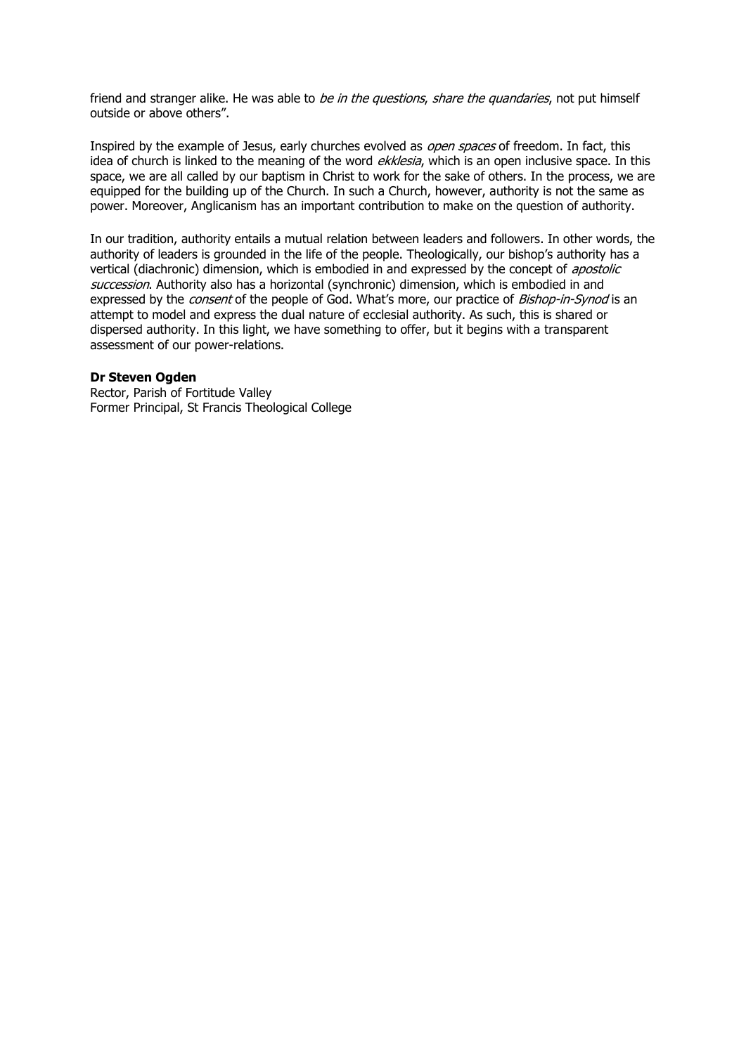friend and stranger alike. He was able to *be in the questions*, *share the quandaries*, not put himself outside or above others".

Inspired by the example of Jesus, early churches evolved as *open spaces* of freedom. In fact, this idea of church is linked to the meaning of the word *ekklesia*, which is an open inclusive space. In this space, we are all called by our baptism in Christ to work for the sake of others. In the process, we are equipped for the building up of the Church. In such a Church, however, authority is not the same as power. Moreover, Anglicanism has an important contribution to make on the question of authority.

In our tradition, authority entails a mutual relation between leaders and followers. In other words, the authority of leaders is grounded in the life of the people. Theologically, our bishop's authority has a vertical (diachronic) dimension, which is embodied in and expressed by the concept of *apostolic succession*. Authority also has a horizontal (synchronic) dimension, which is embodied in and expressed by the *consent* of the people of God. What's more, our practice of *Bishop-in-Synod* is an attempt to model and express the dual nature of ecclesial authority. As such, this is shared or dispersed authority. In this light, we have something to offer, but it begins with a transparent assessment of our power-relations.

**Dr Steven Ogden**
Rector, Parish of Fortitude Valley
Former Principal, St Francis Theological College